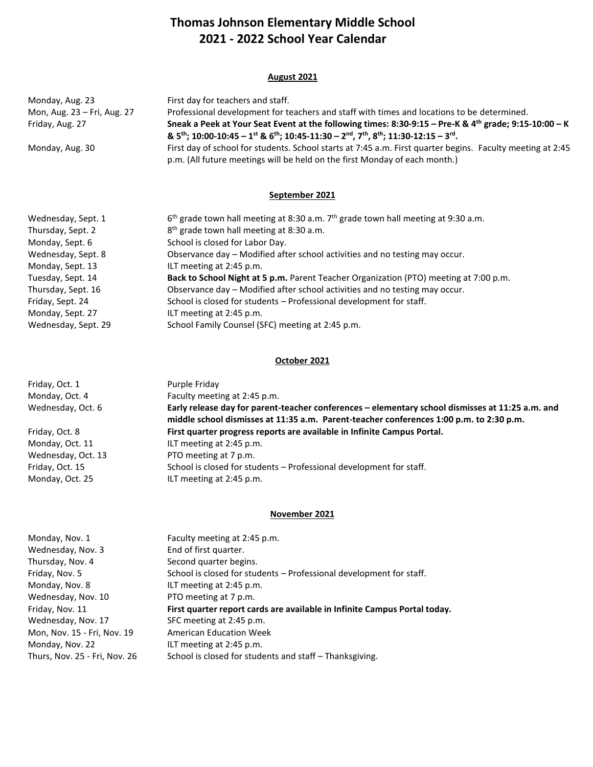# Thomas Johnson Elementary Middle School
# 2021 - 2022 School Year Calendar

## August 2021

| | |
|---|---|
| Monday, Aug. 23 | First day for teachers and staff. |
| Mon, Aug. 23 – Fri, Aug. 27 | Professional development for teachers and staff with times and locations to be determined. |
| Friday, Aug. 27 | **Sneak a Peek at Your Seat Event at the following times: 8:30-9:15 – Pre-K & 4th grade; 9:15-10:00 – K & 5th; 10:00-10:45 – 1st & 6th; 10:45-11:30 – 2nd, 7th, 8th; 11:30-12:15 – 3rd.** |
| Monday, Aug. 30 | First day of school for students. School starts at 7:45 a.m. First quarter begins. Faculty meeting at 2:45 p.m. (All future meetings will be held on the first Monday of each month.) |

## September 2021

| | |
|---|---|
| Wednesday, Sept. 1 | 6th grade town hall meeting at 8:30 a.m. 7th grade town hall meeting at 9:30 a.m. |
| Thursday, Sept. 2 | 8th grade town hall meeting at 8:30 a.m. |
| Monday, Sept. 6 | School is closed for Labor Day. |
| Wednesday, Sept. 8 | Observance day – Modified after school activities and no testing may occur. |
| Monday, Sept. 13 | ILT meeting at 2:45 p.m. |
| Tuesday, Sept. 14 | **Back to School Night at 5 p.m.** Parent Teacher Organization (PTO) meeting at 7:00 p.m. |
| Thursday, Sept. 16 | Observance day – Modified after school activities and no testing may occur. |
| Friday, Sept. 24 | School is closed for students – Professional development for staff. |
| Monday, Sept. 27 | ILT meeting at 2:45 p.m. |
| Wednesday, Sept. 29 | School Family Counsel (SFC) meeting at 2:45 p.m. |

## October 2021

| | |
|---|---|
| Friday, Oct. 1 | Purple Friday |
| Monday, Oct. 4 | Faculty meeting at 2:45 p.m. |
| Wednesday, Oct. 6 | **Early release day for parent-teacher conferences – elementary school dismisses at 11:25 a.m. and middle school dismisses at 11:35 a.m. Parent-teacher conferences 1:00 p.m. to 2:30 p.m.** |
| Friday, Oct. 8 | **First quarter progress reports are available in Infinite Campus Portal.** |
| Monday, Oct. 11 | ILT meeting at 2:45 p.m. |
| Wednesday, Oct. 13 | PTO meeting at 7 p.m. |
| Friday, Oct. 15 | School is closed for students – Professional development for staff. |
| Monday, Oct. 25 | ILT meeting at 2:45 p.m. |

## November 2021

| | |
|---|---|
| Monday, Nov. 1 | Faculty meeting at 2:45 p.m. |
| Wednesday, Nov. 3 | End of first quarter. |
| Thursday, Nov. 4 | Second quarter begins. |
| Friday, Nov. 5 | School is closed for students – Professional development for staff. |
| Monday, Nov. 8 | ILT meeting at 2:45 p.m. |
| Wednesday, Nov. 10 | PTO meeting at 7 p.m. |
| Friday, Nov. 11 | **First quarter report cards are available in Infinite Campus Portal today.** |
| Wednesday, Nov. 17 | SFC meeting at 2:45 p.m. |
| Mon, Nov. 15 - Fri, Nov. 19 | American Education Week |
| Monday, Nov. 22 | ILT meeting at 2:45 p.m. |
| Thurs, Nov. 25 - Fri, Nov. 26 | School is closed for students and staff – Thanksgiving. |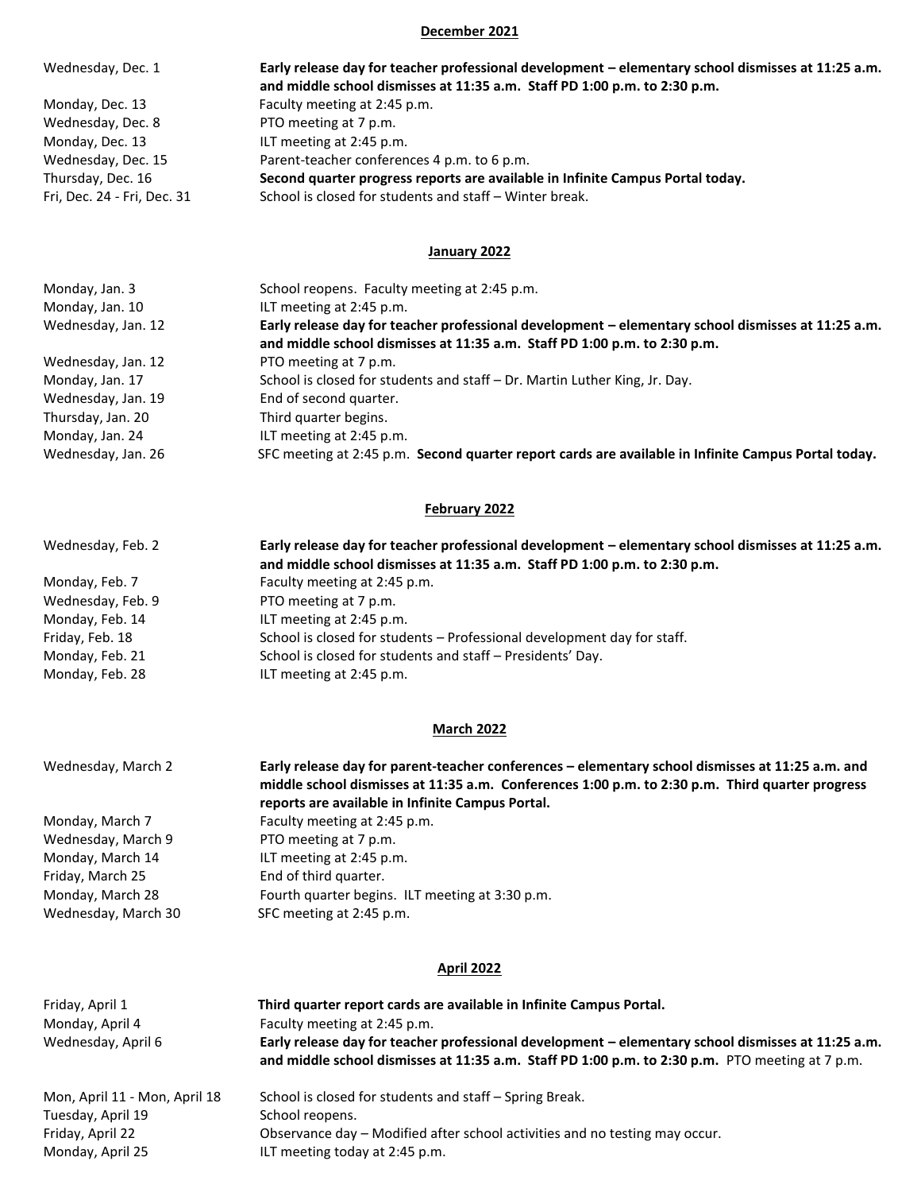## December 2021

| | |
|---|---|
| Wednesday, Dec. 1 | **Early release day for teacher professional development – elementary school dismisses at 11:25 a.m. and middle school dismisses at 11:35 a.m. Staff PD 1:00 p.m. to 2:30 p.m.** |
| Monday, Dec. 13 | Faculty meeting at 2:45 p.m. |
| Wednesday, Dec. 8 | PTO meeting at 7 p.m. |
| Monday, Dec. 13 | ILT meeting at 2:45 p.m. |
| Wednesday, Dec. 15 | Parent-teacher conferences 4 p.m. to 6 p.m. |
| Thursday, Dec. 16 | **Second quarter progress reports are available in Infinite Campus Portal today.** |
| Fri, Dec. 24 - Fri, Dec. 31 | School is closed for students and staff – Winter break. |

## January 2022

| | |
|---|---|
| Monday, Jan. 3 | School reopens. Faculty meeting at 2:45 p.m. |
| Monday, Jan. 10 | ILT meeting at 2:45 p.m. |
| Wednesday, Jan. 12 | **Early release day for teacher professional development – elementary school dismisses at 11:25 a.m. and middle school dismisses at 11:35 a.m. Staff PD 1:00 p.m. to 2:30 p.m.** |
| Wednesday, Jan. 12 | PTO meeting at 7 p.m. |
| Monday, Jan. 17 | School is closed for students and staff – Dr. Martin Luther King, Jr. Day. |
| Wednesday, Jan. 19 | End of second quarter. |
| Thursday, Jan. 20 | Third quarter begins. |
| Monday, Jan. 24 | ILT meeting at 2:45 p.m. |
| Wednesday, Jan. 26 | SFC meeting at 2:45 p.m. **Second quarter report cards are available in Infinite Campus Portal today.** |

## February 2022

| | |
|---|---|
| Wednesday, Feb. 2 | **Early release day for teacher professional development – elementary school dismisses at 11:25 a.m. and middle school dismisses at 11:35 a.m. Staff PD 1:00 p.m. to 2:30 p.m.** |
| Monday, Feb. 7 | Faculty meeting at 2:45 p.m. |
| Wednesday, Feb. 9 | PTO meeting at 7 p.m. |
| Monday, Feb. 14 | ILT meeting at 2:45 p.m. |
| Friday, Feb. 18 | School is closed for students – Professional development day for staff. |
| Monday, Feb. 21 | School is closed for students and staff – Presidents' Day. |
| Monday, Feb. 28 | ILT meeting at 2:45 p.m. |

## March 2022

| | |
|---|---|
| Wednesday, March 2 | **Early release day for parent-teacher conferences – elementary school dismisses at 11:25 a.m. and middle school dismisses at 11:35 a.m. Conferences 1:00 p.m. to 2:30 p.m. Third quarter progress reports are available in Infinite Campus Portal.** |
| Monday, March 7 | Faculty meeting at 2:45 p.m. |
| Wednesday, March 9 | PTO meeting at 7 p.m. |
| Monday, March 14 | ILT meeting at 2:45 p.m. |
| Friday, March 25 | End of third quarter. |
| Monday, March 28 | Fourth quarter begins. ILT meeting at 3:30 p.m. |
| Wednesday, March 30 | SFC meeting at 2:45 p.m. |

## April 2022

| | |
|---|---|
| Friday, April 1 | **Third quarter report cards are available in Infinite Campus Portal.** |
| Monday, April 4 | Faculty meeting at 2:45 p.m. |
| Wednesday, April 6 | **Early release day for teacher professional development – elementary school dismisses at 11:25 a.m. and middle school dismisses at 11:35 a.m. Staff PD 1:00 p.m. to 2:30 p.m.** PTO meeting at 7 p.m. |
| Mon, April 11 - Mon, April 18 | School is closed for students and staff – Spring Break. |
| Tuesday, April 19 | School reopens. |
| Friday, April 22 | Observance day – Modified after school activities and no testing may occur. |
| Monday, April 25 | ILT meeting today at 2:45 p.m. |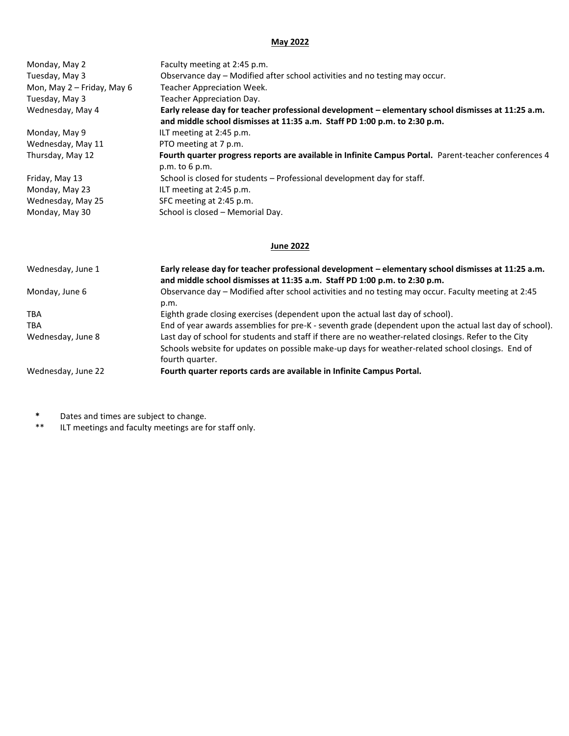**May 2022**

| | |
|---|---|
| Monday, May 2 | Faculty meeting at 2:45 p.m. |
| Tuesday, May 3 | Observance day – Modified after school activities and no testing may occur. |
| Mon, May 2 – Friday, May 6 | Teacher Appreciation Week. |
| Tuesday, May 3 | Teacher Appreciation Day. |
| Wednesday, May 4 | **Early release day for teacher professional development – elementary school dismisses at 11:25 a.m. and middle school dismisses at 11:35 a.m. Staff PD 1:00 p.m. to 2:30 p.m.** |
| Monday, May 9 | ILT meeting at 2:45 p.m. |
| Wednesday, May 11 | PTO meeting at 7 p.m. |
| Thursday, May 12 | **Fourth quarter progress reports are available in Infinite Campus Portal.** Parent-teacher conferences 4 p.m. to 6 p.m. |
| Friday, May 13 | School is closed for students – Professional development day for staff. |
| Monday, May 23 | ILT meeting at 2:45 p.m. |
| Wednesday, May 25 | SFC meeting at 2:45 p.m. |
| Monday, May 30 | School is closed – Memorial Day. |

**June 2022**

| | |
|---|---|
| Wednesday, June 1 | **Early release day for teacher professional development – elementary school dismisses at 11:25 a.m. and middle school dismisses at 11:35 a.m. Staff PD 1:00 p.m. to 2:30 p.m.** |
| Monday, June 6 | Observance day – Modified after school activities and no testing may occur. Faculty meeting at 2:45 p.m. |
| TBA | Eighth grade closing exercises (dependent upon the actual last day of school). |
| TBA | End of year awards assemblies for pre-K - seventh grade (dependent upon the actual last day of school). |
| Wednesday, June 8 | Last day of school for students and staff if there are no weather-related closings. Refer to the City Schools website for updates on possible make-up days for weather-related school closings. End of fourth quarter. |
| Wednesday, June 22 | **Fourth quarter reports cards are available in Infinite Campus Portal.** |

\* Dates and times are subject to change.

\*\* ILT meetings and faculty meetings are for staff only.